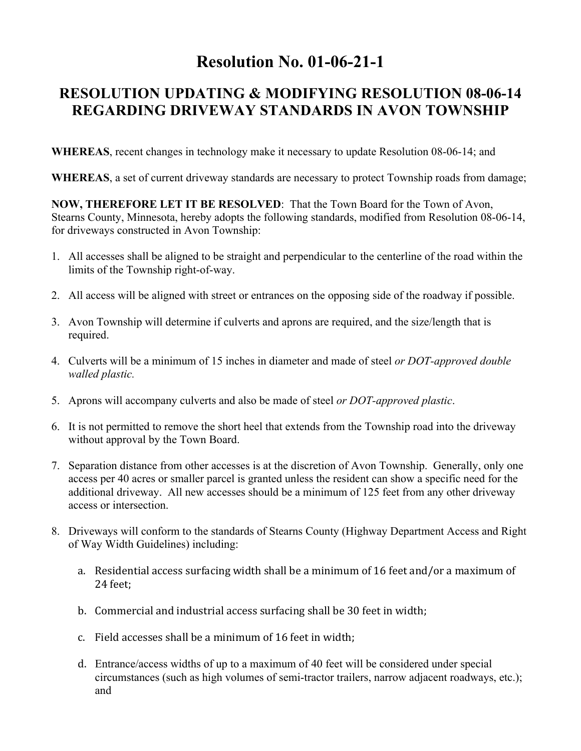# Resolution No. 01-06-21-1

## RESOLUTION UPDATING & MODIFYING RESOLUTION 08-06-14 REGARDING DRIVEWAY STANDARDS IN AVON TOWNSHIP

**WHEREAS**, recent changes in technology make it necessary to update Resolution 08-06-14; and

**WHEREAS**, a set of current driveway standards are necessary to protect Township roads from damage;

**NOW, THEREFORE LET IT BE RESOLVED**: That the Town Board for the Town of Avon, Stearns County, Minnesota, hereby adopts the following standards, modified from Resolution 08-06-14, for driveways constructed in Avon Township:

1. All accesses shall be aligned to be straight and perpendicular to the centerline of the road within the limits of the Township right-of-way.
2. All access will be aligned with street or entrances on the opposing side of the roadway if possible.
3. Avon Township will determine if culverts and aprons are required, and the size/length that is required.
4. Culverts will be a minimum of 15 inches in diameter and made of steel *or DOT-approved double walled plastic.*
5. Aprons will accompany culverts and also be made of steel *or DOT-approved plastic*.
6. It is not permitted to remove the short heel that extends from the Township road into the driveway without approval by the Town Board.
7. Separation distance from other accesses is at the discretion of Avon Township. Generally, only one access per 40 acres or smaller parcel is granted unless the resident can show a specific need for the additional driveway. All new accesses should be a minimum of 125 feet from any other driveway access or intersection.
8. Driveways will conform to the standards of Stearns County (Highway Department Access and Right of Way Width Guidelines) including:
   a. Residential access surfacing width shall be a minimum of 16 feet and/or a maximum of 24 feet;
   b. Commercial and industrial access surfacing shall be 30 feet in width;
   c. Field accesses shall be a minimum of 16 feet in width;
   d. Entrance/access widths of up to a maximum of 40 feet will be considered under special circumstances (such as high volumes of semi-tractor trailers, narrow adjacent roadways, etc.); and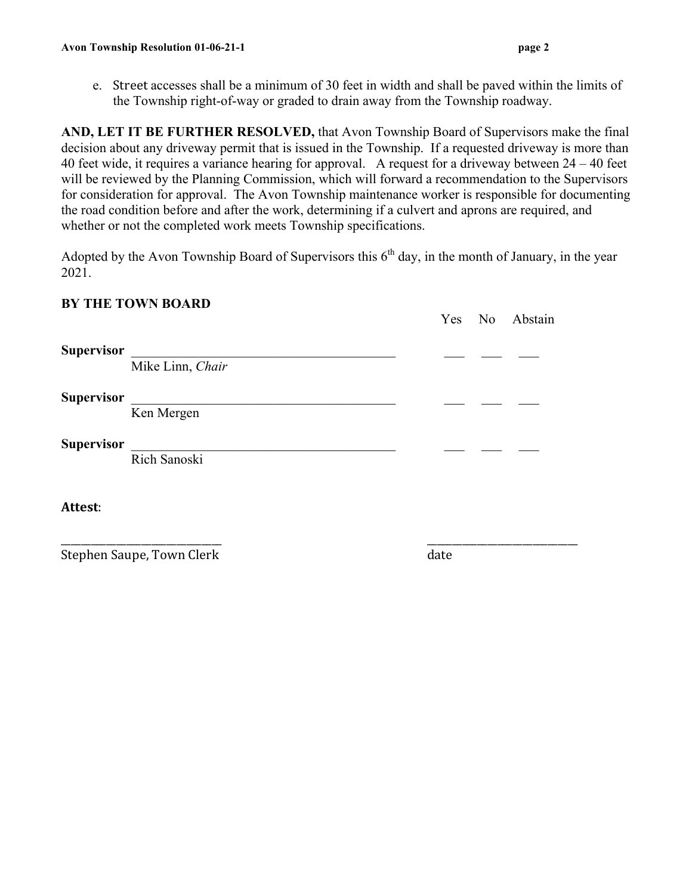e. Street accesses shall be a minimum of 30 feet in width and shall be paved within the limits of the Township right-of-way or graded to drain away from the Township roadway.

**AND, LET IT BE FURTHER RESOLVED,** that Avon Township Board of Supervisors make the final decision about any driveway permit that is issued in the Township. If a requested driveway is more than 40 feet wide, it requires a variance hearing for approval. A request for a driveway between 24 – 40 feet will be reviewed by the Planning Commission, which will forward a recommendation to the Supervisors for consideration for approval. The Avon Township maintenance worker is responsible for documenting the road condition before and after the work, determining if a culvert and aprons are required, and whether or not the completed work meets Township specifications.

Adopted by the Avon Township Board of Supervisors this 6th day, in the month of January, in the year 2021.

**BY THE TOWN BOARD**

| | | Yes | No | Abstain |
|---|---|---|---|---|
| **Supervisor** | ________________________________________ Mike Linn, *Chair* | ___ | ___ | ___ |
| **Supervisor** | ________________________________________ Ken Mergen | ___ | ___ | ___ |
| **Supervisor** | ________________________________________ Rich Sanoski | ___ | ___ | ___ |

**Attest**:

________________________ ________________________

Stephen Saupe, Town Clerk date